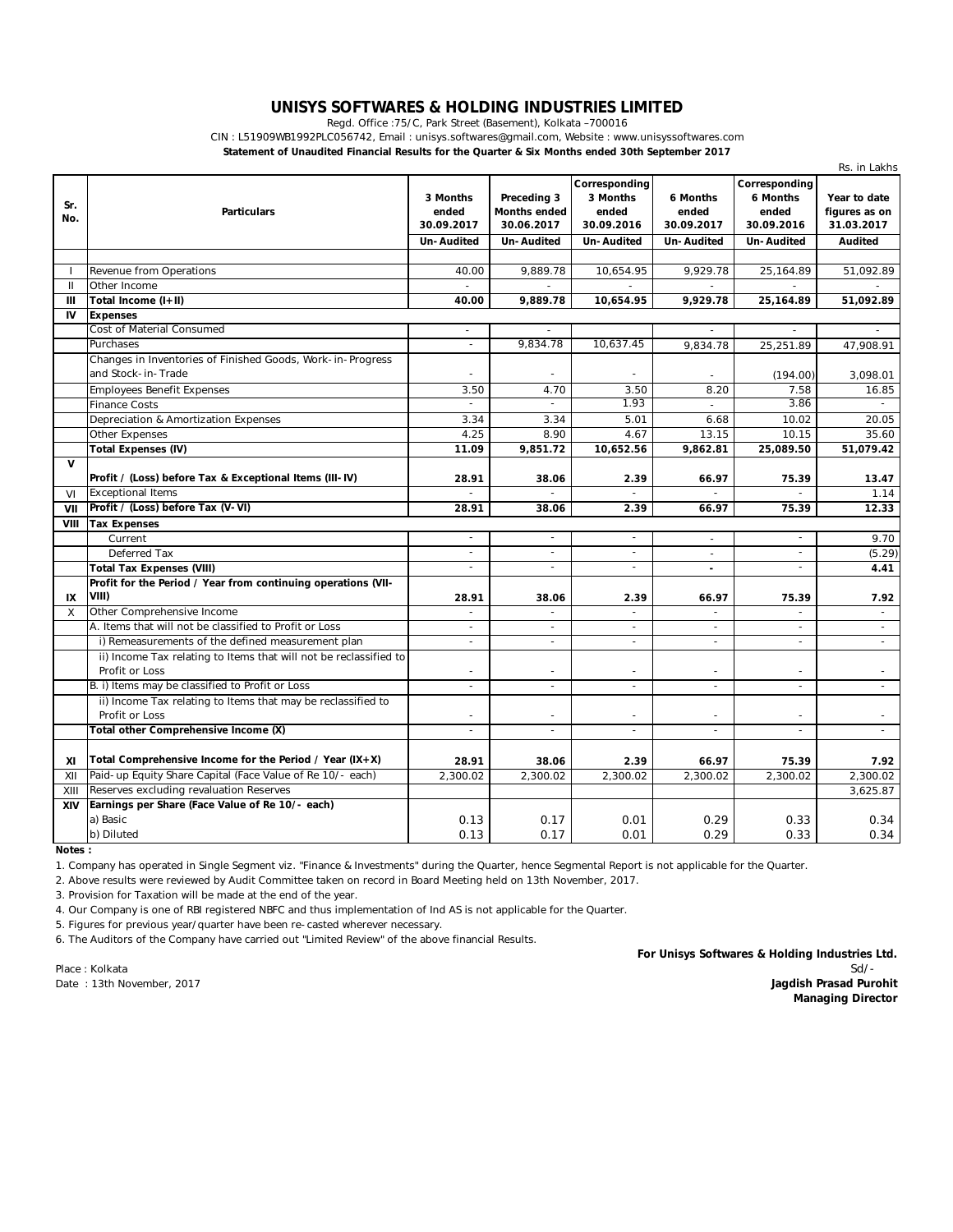# UNISYS SOFTWARES & HOLDING INDUSTRIES LIMITED

Regd. Office :75/C, Park Street (Basement), Kolkata –700016

CIN : L51909WB1992PLC056742, Email : unisys.softwares@gmail.com, Website : www.unisyssoftwares.com

**Statement of Unaudited Financial Results for the Quarter & Six Months ended 30th September 2017**

Rs. in Lakhs

| Sr. No. | Particulars | 3 Months ended 30.09.2017 | Preceding 3 Months ended 30.06.2017 | Corresponding 3 Months ended 30.09.2016 | 6 Months ended 30.09.2017 | Corresponding 6 Months ended 30.09.2016 | Year to date figures as on 31.03.2017 |
|---|---|---|---|---|---|---|---|
| | | Un-Audited | Un-Audited | Un-Audited | Un-Audited | Un-Audited | Audited |
| I | Revenue from Operations | 40.00 | 9,889.78 | 10,654.95 | 9,929.78 | 25,164.89 | 51,092.89 |
| II | Other Income | - | - | - | - | - | - |
| III | **Total Income (I+II)** | **40.00** | **9,889.78** | **10,654.95** | **9,929.78** | **25,164.89** | **51,092.89** |
| IV | **Expenses** | | | | | | |
| | Cost of Material Consumed | - | - | | - | - | - |
| | Purchases | - | 9,834.78 | 10,637.45 | 9,834.78 | 25,251.89 | 47,908.91 |
| | Changes in Inventories of Finished Goods, Work-in-Progress and Stock-in-Trade | - | - | - | - | (194.00) | 3,098.01 |
| | Employees Benefit Expenses | 3.50 | 4.70 | 3.50 | 8.20 | 7.58 | 16.85 |
| | Finance Costs | - | - | 1.93 | - | 3.86 | - |
| | Depreciation & Amortization Expenses | 3.34 | 3.34 | 5.01 | 6.68 | 10.02 | 20.05 |
| | Other Expenses | 4.25 | 8.90 | 4.67 | 13.15 | 10.15 | 35.60 |
| | **Total Expenses (IV)** | **11.09** | **9,851.72** | **10,652.56** | **9,862.81** | **25,089.50** | **51,079.42** |
| V | **Profit / (Loss) before Tax & Exceptional Items (III-IV)** | **28.91** | **38.06** | **2.39** | **66.97** | **75.39** | **13.47** |
| VI | Exceptional Items | - | - | - | - | - | 1.14 |
| VII | **Profit / (Loss) before Tax (V-VI)** | **28.91** | **38.06** | **2.39** | **66.97** | **75.39** | **12.33** |
| VIII | **Tax Expenses** | | | | | | |
| | Current | - | - | - | - | - | 9.70 |
| | Deferred Tax | - | - | - | - | - | (5.29) |
| | **Total Tax Expenses (VIII)** | - | - | - | **-** | - | **4.41** |
| IX | **Profit for the Period / Year from continuing operations (VII-VIII)** | **28.91** | **38.06** | **2.39** | **66.97** | **75.39** | **7.92** |
| X | Other Comprehensive Income | - | - | - | - | - | - |
| | A. Items that will not be classified to Profit or Loss | - | - | - | - | - | - |
| | i) Remeasurements of the defined measurement plan | - | - | - | - | - | - |
| | ii) Income Tax relating to Items that will not be reclassified to Profit or Loss | - | - | - | - | - | - |
| | B. i) Items may be classified to Profit or Loss | - | - | - | - | - | - |
| | ii) Income Tax relating to Items that may be reclassified to Profit or Loss | - | - | - | - | - | - |
| | **Total other Comprehensive Income (X)** | - | - | - | - | - | - |
| XI | **Total Comprehensive Income for the Period / Year (IX+X)** | **28.91** | **38.06** | **2.39** | **66.97** | **75.39** | **7.92** |
| XII | Paid-up Equity Share Capital (Face Value of Re 10/- each) | 2,300.02 | 2,300.02 | 2,300.02 | 2,300.02 | 2,300.02 | 2,300.02 |
| XIII | Reserves excluding revaluation Reserves | | | | | | 3,625.87 |
| XIV | **Earnings per Share (Face Value of Re 10/- each)** | | | | | | |
| | a) Basic | 0.13 | 0.17 | 0.01 | 0.29 | 0.33 | 0.34 |
| | b) Diluted | 0.13 | 0.17 | 0.01 | 0.29 | 0.33 | 0.34 |

**Notes :**

1. Company has operated in Single Segment viz. "Finance & Investments" during the Quarter, hence Segmental Report is not applicable for the Quarter.
2. Above results were reviewed by Audit Committee taken on record in Board Meeting held on 13th November, 2017.
3. Provision for Taxation will be made at the end of the year.
4. Our Company is one of RBI registered NBFC and thus implementation of Ind AS is not applicable for the Quarter.
5. Figures for previous year/quarter have been re-casted wherever necessary.
6. The Auditors of the Company have carried out "Limited Review" of the above financial Results.

**For Unisys Softwares & Holding Industries Ltd.**

Sd/-

**Jagdish Prasad Purohit**

**Managing Director**

Place : Kolkata

Date : 13th November, 2017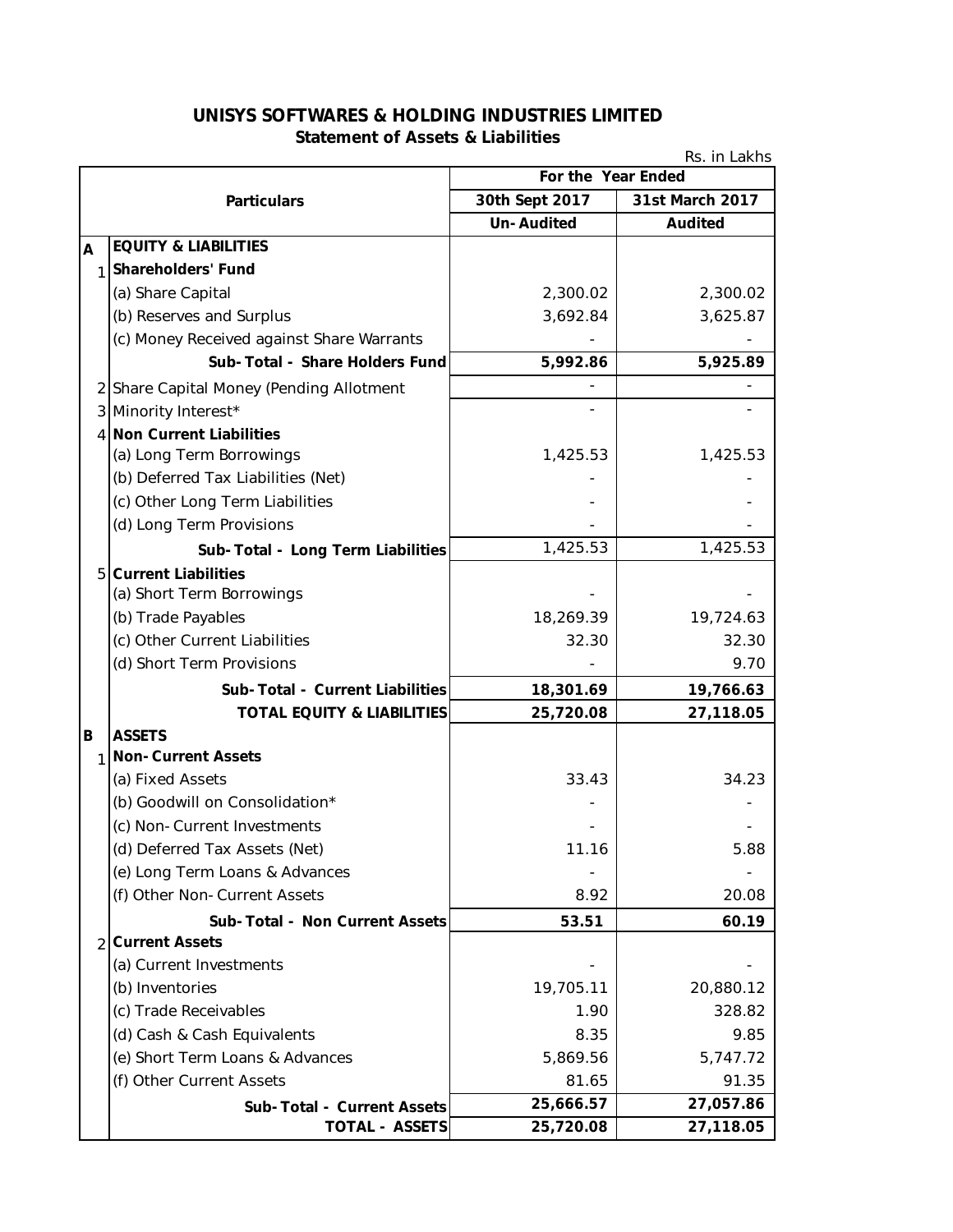# UNISYS SOFTWARES & HOLDING INDUSTRIES LIMITED

## Statement of Assets & Liabilities

Rs. in Lakhs

| | Particulars | For the Year Ended | |
|---|---|---|---|
| | | 30th Sept 2017 | 31st March 2017 |
| | | Un-Audited | Audited |
| A | **EQUITY & LIABILITIES** | | |
| 1 | **Shareholders' Fund** | | |
| | (a) Share Capital | 2,300.02 | 2,300.02 |
| | (b) Reserves and Surplus | 3,692.84 | 3,625.87 |
| | (c) Money Received against Share Warrants | - | - |
| | **Sub-Total - Share Holders Fund** | **5,992.86** | **5,925.89** |
| 2 | Share Capital Money (Pending Allotment | - | - |
| 3 | Minority Interest* | - | - |
| 4 | **Non Current Liabilities** | | |
| | (a) Long Term Borrowings | 1,425.53 | 1,425.53 |
| | (b) Deferred Tax Liabilities (Net) | - | - |
| | (c) Other Long Term Liabilities | - | - |
| | (d) Long Term Provisions | - | - |
| | **Sub-Total - Long Term Liabilities** | 1,425.53 | 1,425.53 |
| 5 | **Current Liabilities** | | |
| | (a) Short Term Borrowings | - | - |
| | (b) Trade Payables | 18,269.39 | 19,724.63 |
| | (c) Other Current Liabilities | 32.30 | 32.30 |
| | (d) Short Term Provisions | - | 9.70 |
| | **Sub-Total - Current Liabilities** | **18,301.69** | **19,766.63** |
| | **TOTAL EQUITY & LIABILITIES** | **25,720.08** | **27,118.05** |
| B | **ASSETS** | | |
| 1 | **Non-Current Assets** | | |
| | (a) Fixed Assets | 33.43 | 34.23 |
| | (b) Goodwill on Consolidation* | - | - |
| | (c) Non-Current Investments | - | - |
| | (d) Deferred Tax Assets (Net) | 11.16 | 5.88 |
| | (e) Long Term Loans & Advances | - | - |
| | (f) Other Non-Current Assets | 8.92 | 20.08 |
| | **Sub-Total - Non Current Assets** | **53.51** | **60.19** |
| 2 | **Current Assets** | | |
| | (a) Current Investments | - | - |
| | (b) Inventories | 19,705.11 | 20,880.12 |
| | (c) Trade Receivables | 1.90 | 328.82 |
| | (d) Cash & Cash Equivalents | 8.35 | 9.85 |
| | (e) Short Term Loans & Advances | 5,869.56 | 5,747.72 |
| | (f) Other Current Assets | 81.65 | 91.35 |
| | **Sub-Total - Current Assets** | **25,666.57** | **27,057.86** |
| | **TOTAL - ASSETS** | **25,720.08** | **27,118.05** |